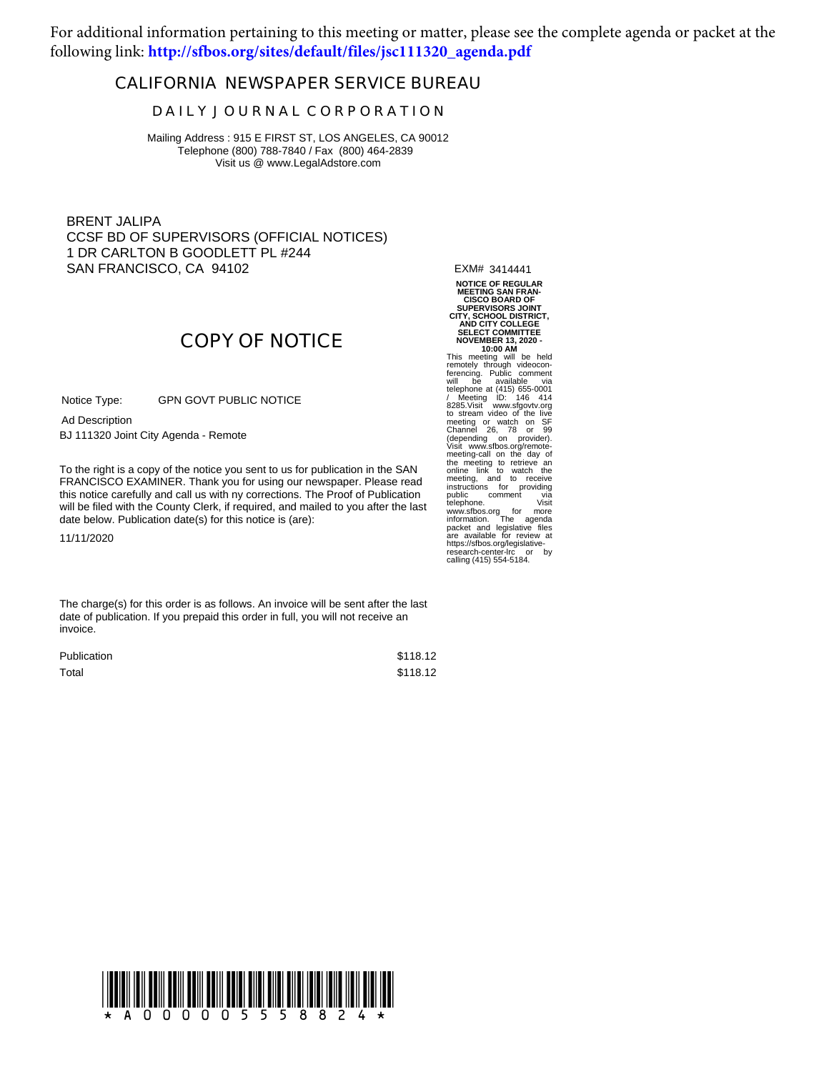For additional information pertaining to this meeting or matter, please see the complete agenda or packet at the following link: **http://sfbos.org/sites/default/files/jsc111320_agenda.pdf**

# CALIFORNIA NEWSPAPER SERVICE BUREAU

## DAILY JOURNAL CORPORATION

Mailing Address : 915 E FIRST ST, LOS ANGELES, CA 90012
Telephone (800) 788-7840 / Fax (800) 464-2839
Visit us @ www.LegalAdstore.com

BRENT JALIPA
CCSF BD OF SUPERVISORS (OFFICIAL NOTICES)
1 DR CARLTON B GOODLETT PL #244
SAN FRANCISCO, CA 94102

## COPY OF NOTICE

Notice Type: GPN GOVT PUBLIC NOTICE

Ad Description

BJ 111320 Joint City Agenda - Remote

To the right is a copy of the notice you sent to us for publication in the SAN FRANCISCO EXAMINER. Thank you for using our newspaper. Please read this notice carefully and call us with ny corrections. The Proof of Publication will be filed with the County Clerk, if required, and mailed to you after the last date below. Publication date(s) for this notice is (are):

11/11/2020

The charge(s) for this order is as follows. An invoice will be sent after the last date of publication. If you prepaid this order in full, you will not receive an invoice.

| | |
|---|---|
| Publication | $118.12 |
| Total | $118.12 |

EXM# 3414441

**NOTICE OF REGULAR MEETING SAN FRANCISCO BOARD OF SUPERVISORS JOINT CITY, SCHOOL DISTRICT, AND CITY COLLEGE SELECT COMMITTEE NOVEMBER 13, 2020 - 10:00 AM**

This meeting will be held remotely through videoconferencing. Public comment will be available via telephone at (415) 655-0001 / Meeting ID: 146 414 8285.Visit www.sfgovtv.org to stream video of the live meeting or watch on SF Channel 26, 78 or 99 (depending on provider). Visit www.sfbos.org/remote-meeting-call on the day of the meeting to retrieve an online link to watch the meeting, and to receive instructions for providing public comment via telephone. Visit www.sfbos.org for more information. The agenda packet and legislative files are available for review at https://sfbos.org/legislative-research-center-lrc or by calling (415) 554-5184.

*A000005558824*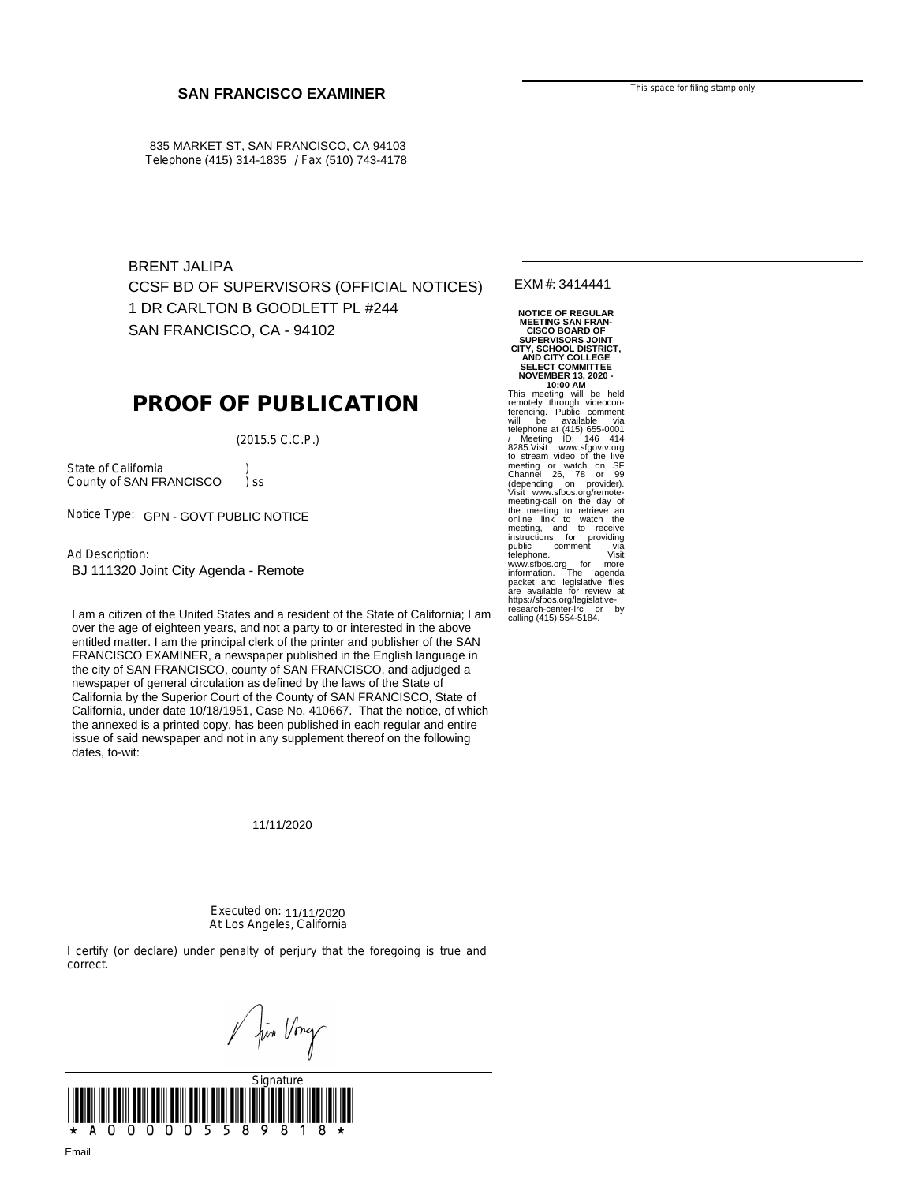**SAN FRANCISCO EXAMINER**

835 MARKET ST, SAN FRANCISCO, CA 94103
Telephone (415) 314-1835 / Fax (510) 743-4178

This space for filing stamp only

BRENT JALIPA
CCSF BD OF SUPERVISORS (OFFICIAL NOTICES)
1 DR CARLTON B GOODLETT PL #244
SAN FRANCISCO, CA - 94102

EXM#: 3414441

# PROOF OF PUBLICATION

(2015.5 C.C.P.)

State of California )
County of SAN FRANCISCO ) ss

Notice Type: GPN - GOVT PUBLIC NOTICE

Ad Description:
BJ 111320 Joint City Agenda - Remote

I am a citizen of the United States and a resident of the State of California; I am over the age of eighteen years, and not a party to or interested in the above entitled matter. I am the principal clerk of the printer and publisher of the SAN FRANCISCO EXAMINER, a newspaper published in the English language in the city of SAN FRANCISCO, county of SAN FRANCISCO, and adjudged a newspaper of general circulation as defined by the laws of the State of California by the Superior Court of the County of SAN FRANCISCO, State of California, under date 10/18/1951, Case No. 410667. That the notice, of which the annexed is a printed copy, has been published in each regular and entire issue of said newspaper and not in any supplement thereof on the following dates, to-wit:

11/11/2020

Executed on: 11/11/2020
At Los Angeles, California

I certify (or declare) under penalty of perjury that the foregoing is true and correct.

Signature

\* A 0 0 0 0 0 5 5 8 9 8 1 8 \*

Email

**NOTICE OF REGULAR MEETING SAN FRANCISCO BOARD OF SUPERVISORS JOINT CITY, SCHOOL DISTRICT, AND CITY COLLEGE SELECT COMMITTEE NOVEMBER 13, 2020 - 10:00 AM**

This meeting will be held remotely through videoconferencing. Public comment will be available via telephone at (415) 655-0001 / Meeting ID: 146 414 8285.Visit www.sfgovtv.org to stream video of the live meeting or watch on SF Channel 26, 78 or 99 (depending on provider). Visit www.sfbos.org/remote-meeting-call on the day of the meeting to retrieve an online link to watch the meeting, and to receive instructions for providing public comment via telephone. Visit www.sfbos.org for more information. The agenda packet and legislative files are available for review at https://sfbos.org/legislative-research-center-lrc or by calling (415) 554-5184.